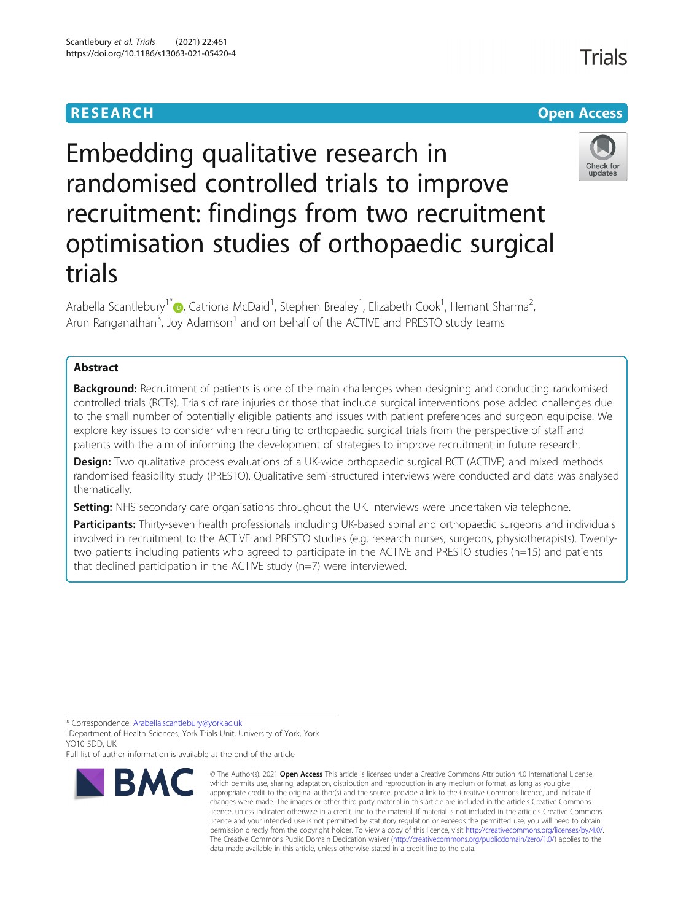RESEARCH Open Access

# Embedding qualitative research in randomised controlled trials to improve recruitment: findings from two recruitment optimisation studies of orthopaedic surgical trials

Arabella Scantlebury[1*], Catriona McDaid[1], Stephen Brealey[1], Elizabeth Cook[1], Hemant Sharma[2], Arun Ranganathan[3], Joy Adamson[1] and on behalf of the ACTIVE and PRESTO study teams

## Abstract

**Background:** Recruitment of patients is one of the main challenges when designing and conducting randomised controlled trials (RCTs). Trials of rare injuries or those that include surgical interventions pose added challenges due to the small number of potentially eligible patients and issues with patient preferences and surgeon equipoise. We explore key issues to consider when recruiting to orthopaedic surgical trials from the perspective of staff and patients with the aim of informing the development of strategies to improve recruitment in future research.

**Design:** Two qualitative process evaluations of a UK-wide orthopaedic surgical RCT (ACTIVE) and mixed methods randomised feasibility study (PRESTO). Qualitative semi-structured interviews were conducted and data was analysed thematically.

**Setting:** NHS secondary care organisations throughout the UK. Interviews were undertaken via telephone.

**Participants:** Thirty-seven health professionals including UK-based spinal and orthopaedic surgeons and individuals involved in recruitment to the ACTIVE and PRESTO studies (e.g. research nurses, surgeons, physiotherapists). Twenty-two patients including patients who agreed to participate in the ACTIVE and PRESTO studies (n=15) and patients that declined participation in the ACTIVE study (n=7) were interviewed.

* Correspondence: Arabella.scantlebury@york.ac.uk
[1]Department of Health Sciences, York Trials Unit, University of York, York YO10 5DD, UK
Full list of author information is available at the end of the article

© The Author(s). 2021 **Open Access** This article is licensed under a Creative Commons Attribution 4.0 International License, which permits use, sharing, adaptation, distribution and reproduction in any medium or format, as long as you give appropriate credit to the original author(s) and the source, provide a link to the Creative Commons licence, and indicate if changes were made. The images or other third party material in this article are included in the article's Creative Commons licence, unless indicated otherwise in a credit line to the material. If material is not included in the article's Creative Commons licence and your intended use is not permitted by statutory regulation or exceeds the permitted use, you will need to obtain permission directly from the copyright holder. To view a copy of this licence, visit http://creativecommons.org/licenses/by/4.0/. The Creative Commons Public Domain Dedication waiver (http://creativecommons.org/publicdomain/zero/1.0/) applies to the data made available in this article, unless otherwise stated in a credit line to the data.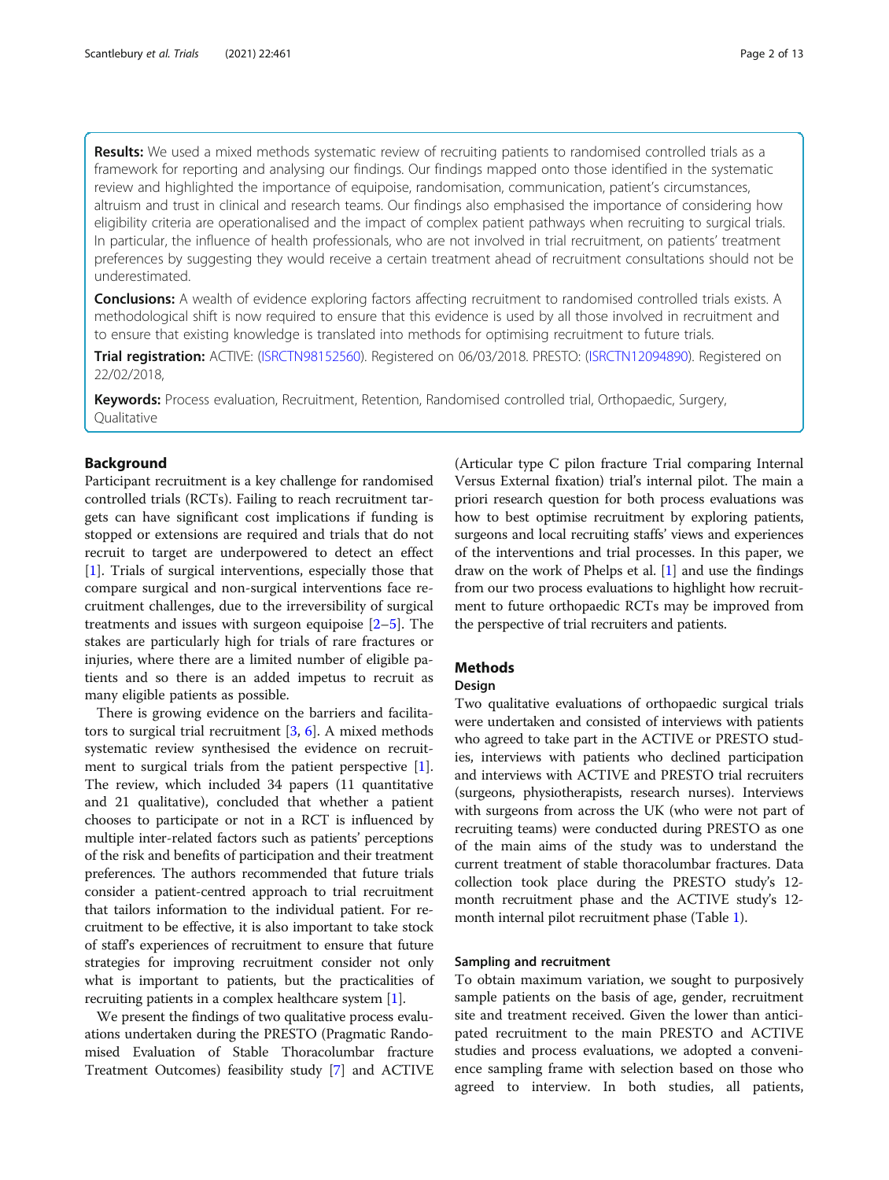**Results:** We used a mixed methods systematic review of recruiting patients to randomised controlled trials as a framework for reporting and analysing our findings. Our findings mapped onto those identified in the systematic review and highlighted the importance of equipoise, randomisation, communication, patient's circumstances, altruism and trust in clinical and research teams. Our findings also emphasised the importance of considering how eligibility criteria are operationalised and the impact of complex patient pathways when recruiting to surgical trials. In particular, the influence of health professionals, who are not involved in trial recruitment, on patients' treatment preferences by suggesting they would receive a certain treatment ahead of recruitment consultations should not be underestimated.

**Conclusions:** A wealth of evidence exploring factors affecting recruitment to randomised controlled trials exists. A methodological shift is now required to ensure that this evidence is used by all those involved in recruitment and to ensure that existing knowledge is translated into methods for optimising recruitment to future trials.

**Trial registration:** ACTIVE: (ISRCTN98152560). Registered on 06/03/2018. PRESTO: (ISRCTN12094890). Registered on 22/02/2018,

**Keywords:** Process evaluation, Recruitment, Retention, Randomised controlled trial, Orthopaedic, Surgery, Qualitative

## Background

Participant recruitment is a key challenge for randomised controlled trials (RCTs). Failing to reach recruitment targets can have significant cost implications if funding is stopped or extensions are required and trials that do not recruit to target are underpowered to detect an effect [1]. Trials of surgical interventions, especially those that compare surgical and non-surgical interventions face recruitment challenges, due to the irreversibility of surgical treatments and issues with surgeon equipoise [2–5]. The stakes are particularly high for trials of rare fractures or injuries, where there are a limited number of eligible patients and so there is an added impetus to recruit as many eligible patients as possible.

There is growing evidence on the barriers and facilitators to surgical trial recruitment [3, 6]. A mixed methods systematic review synthesised the evidence on recruitment to surgical trials from the patient perspective [1]. The review, which included 34 papers (11 quantitative and 21 qualitative), concluded that whether a patient chooses to participate or not in a RCT is influenced by multiple inter-related factors such as patients' perceptions of the risk and benefits of participation and their treatment preferences. The authors recommended that future trials consider a patient-centred approach to trial recruitment that tailors information to the individual patient. For recruitment to be effective, it is also important to take stock of staff's experiences of recruitment to ensure that future strategies for improving recruitment consider not only what is important to patients, but the practicalities of recruiting patients in a complex healthcare system [1].

We present the findings of two qualitative process evaluations undertaken during the PRESTO (Pragmatic Randomised Evaluation of Stable Thoracolumbar fracture Treatment Outcomes) feasibility study [7] and ACTIVE (Articular type C pilon fracture Trial comparing Internal Versus External fixation) trial's internal pilot. The main a priori research question for both process evaluations was how to best optimise recruitment by exploring patients, surgeons and local recruiting staffs' views and experiences of the interventions and trial processes. In this paper, we draw on the work of Phelps et al. [1] and use the findings from our two process evaluations to highlight how recruitment to future orthopaedic RCTs may be improved from the perspective of trial recruiters and patients.

## Methods

### Design

Two qualitative evaluations of orthopaedic surgical trials were undertaken and consisted of interviews with patients who agreed to take part in the ACTIVE or PRESTO studies, interviews with patients who declined participation and interviews with ACTIVE and PRESTO trial recruiters (surgeons, physiotherapists, research nurses). Interviews with surgeons from across the UK (who were not part of recruiting teams) were conducted during PRESTO as one of the main aims of the study was to understand the current treatment of stable thoracolumbar fractures. Data collection took place during the PRESTO study's 12-month recruitment phase and the ACTIVE study's 12-month internal pilot recruitment phase (Table 1).

### Sampling and recruitment

To obtain maximum variation, we sought to purposively sample patients on the basis of age, gender, recruitment site and treatment received. Given the lower than anticipated recruitment to the main PRESTO and ACTIVE studies and process evaluations, we adopted a convenience sampling frame with selection based on those who agreed to interview. In both studies, all patients,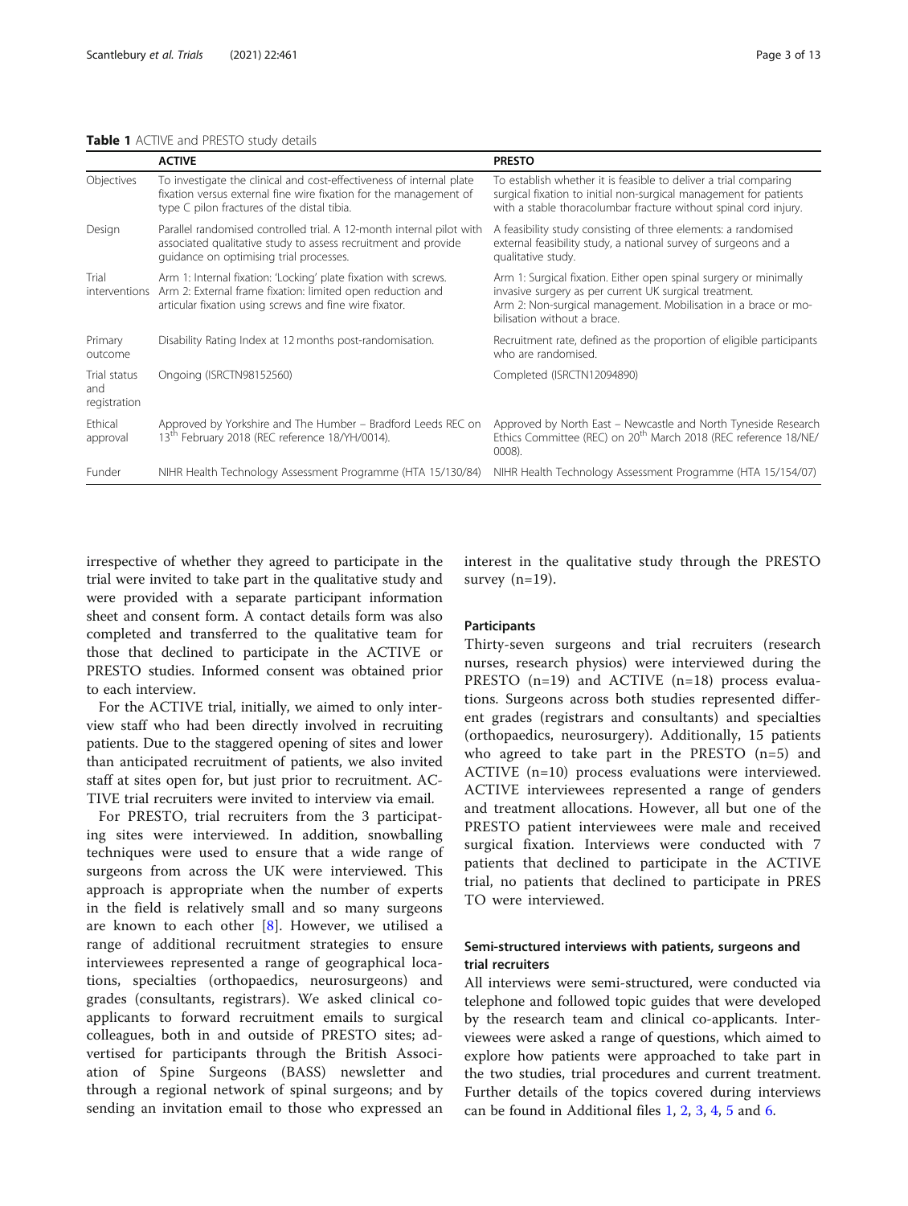**Table 1** ACTIVE and PRESTO study details

| | ACTIVE | PRESTO |
|---|---|---|
| Objectives | To investigate the clinical and cost-effectiveness of internal plate fixation versus external fine wire fixation for the management of type C pilon fractures of the distal tibia. | To establish whether it is feasible to deliver a trial comparing surgical fixation to initial non-surgical management for patients with a stable thoracolumbar fracture without spinal cord injury. |
| Design | Parallel randomised controlled trial. A 12-month internal pilot with associated qualitative study to assess recruitment and provide guidance on optimising trial processes. | A feasibility study consisting of three elements: a randomised external feasibility study, a national survey of surgeons and a qualitative study. |
| Trial interventions | Arm 1: Internal fixation: 'Locking' plate fixation with screws. Arm 2: External frame fixation: limited open reduction and articular fixation using screws and fine wire fixator. | Arm 1: Surgical fixation. Either open spinal surgery or minimally invasive surgery as per current UK surgical treatment. Arm 2: Non-surgical management. Mobilisation in a brace or mobilisation without a brace. |
| Primary outcome | Disability Rating Index at 12 months post-randomisation. | Recruitment rate, defined as the proportion of eligible participants who are randomised. |
| Trial status and registration | Ongoing (ISRCTN98152560) | Completed (ISRCTN12094890) |
| Ethical approval | Approved by Yorkshire and The Humber – Bradford Leeds REC on 13th February 2018 (REC reference 18/YH/0014). | Approved by North East – Newcastle and North Tyneside Research Ethics Committee (REC) on 20th March 2018 (REC reference 18/NE/0008). |
| Funder | NIHR Health Technology Assessment Programme (HTA 15/130/84) | NIHR Health Technology Assessment Programme (HTA 15/154/07) |

irrespective of whether they agreed to participate in the trial were invited to take part in the qualitative study and were provided with a separate participant information sheet and consent form. A contact details form was also completed and transferred to the qualitative team for those that declined to participate in the ACTIVE or PRESTO studies. Informed consent was obtained prior to each interview.

For the ACTIVE trial, initially, we aimed to only interview staff who had been directly involved in recruiting patients. Due to the staggered opening of sites and lower than anticipated recruitment of patients, we also invited staff at sites open for, but just prior to recruitment. ACTIVE trial recruiters were invited to interview via email.

For PRESTO, trial recruiters from the 3 participating sites were interviewed. In addition, snowballing techniques were used to ensure that a wide range of surgeons from across the UK were interviewed. This approach is appropriate when the number of experts in the field is relatively small and so many surgeons are known to each other [8]. However, we utilised a range of additional recruitment strategies to ensure interviewees represented a range of geographical locations, specialties (orthopaedics, neurosurgeons) and grades (consultants, registrars). We asked clinical co-applicants to forward recruitment emails to surgical colleagues, both in and outside of PRESTO sites; advertised for participants through the British Association of Spine Surgeons (BASS) newsletter and through a regional network of spinal surgeons; and by sending an invitation email to those who expressed an interest in the qualitative study through the PRESTO survey (n=19).

#### Participants

Thirty-seven surgeons and trial recruiters (research nurses, research physios) were interviewed during the PRESTO (n=19) and ACTIVE (n=18) process evaluations. Surgeons across both studies represented different grades (registrars and consultants) and specialties (orthopaedics, neurosurgery). Additionally, 15 patients who agreed to take part in the PRESTO (n=5) and ACTIVE (n=10) process evaluations were interviewed. ACTIVE interviewees represented a range of genders and treatment allocations. However, all but one of the PRESTO patient interviewees were male and received surgical fixation. Interviews were conducted with 7 patients that declined to participate in the ACTIVE trial, no patients that declined to participate in PRESTO were interviewed.

#### Semi-structured interviews with patients, surgeons and trial recruiters

All interviews were semi-structured, were conducted via telephone and followed topic guides that were developed by the research team and clinical co-applicants. Interviewees were asked a range of questions, which aimed to explore how patients were approached to take part in the two studies, trial procedures and current treatment. Further details of the topics covered during interviews can be found in Additional files 1, 2, 3, 4, 5 and 6.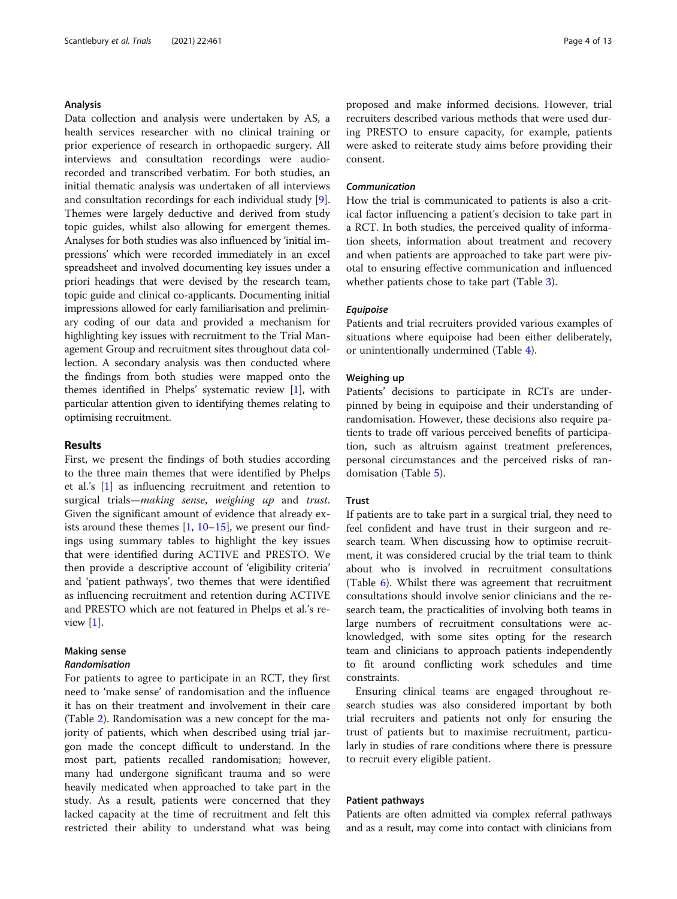### Analysis

Data collection and analysis were undertaken by AS, a health services researcher with no clinical training or prior experience of research in orthopaedic surgery. All interviews and consultation recordings were audio-recorded and transcribed verbatim. For both studies, an initial thematic analysis was undertaken of all interviews and consultation recordings for each individual study [9]. Themes were largely deductive and derived from study topic guides, whilst also allowing for emergent themes. Analyses for both studies was also influenced by 'initial impressions' which were recorded immediately in an excel spreadsheet and involved documenting key issues under a priori headings that were devised by the research team, topic guide and clinical co-applicants. Documenting initial impressions allowed for early familiarisation and preliminary coding of our data and provided a mechanism for highlighting key issues with recruitment to the Trial Management Group and recruitment sites throughout data collection. A secondary analysis was then conducted where the findings from both studies were mapped onto the themes identified in Phelps' systematic review [1], with particular attention given to identifying themes relating to optimising recruitment.

## Results

First, we present the findings of both studies according to the three main themes that were identified by Phelps et al.'s [1] as influencing recruitment and retention to surgical trials—*making sense*, *weighing up* and *trust*. Given the significant amount of evidence that already exists around these themes [1, 10–15], we present our findings using summary tables to highlight the key issues that were identified during ACTIVE and PRESTO. We then provide a descriptive account of 'eligibility criteria' and 'patient pathways', two themes that were identified as influencing recruitment and retention during ACTIVE and PRESTO which are not featured in Phelps et al.'s review [1].

### Making sense

#### *Randomisation*

For patients to agree to participate in an RCT, they first need to 'make sense' of randomisation and the influence it has on their treatment and involvement in their care (Table 2). Randomisation was a new concept for the majority of patients, which when described using trial jargon made the concept difficult to understand. In the most part, patients recalled randomisation; however, many had undergone significant trauma and so were heavily medicated when approached to take part in the study. As a result, patients were concerned that they lacked capacity at the time of recruitment and felt this restricted their ability to understand what was being proposed and make informed decisions. However, trial recruiters described various methods that were used during PRESTO to ensure capacity, for example, patients were asked to reiterate study aims before providing their consent.

#### *Communication*

How the trial is communicated to patients is also a critical factor influencing a patient's decision to take part in a RCT. In both studies, the perceived quality of information sheets, information about treatment and recovery and when patients are approached to take part were pivotal to ensuring effective communication and influenced whether patients chose to take part (Table 3).

#### *Equipoise*

Patients and trial recruiters provided various examples of situations where equipoise had been either deliberately, or unintentionally undermined (Table 4).

### Weighing up

Patients' decisions to participate in RCTs are underpinned by being in equipoise and their understanding of randomisation. However, these decisions also require patients to trade off various perceived benefits of participation, such as altruism against treatment preferences, personal circumstances and the perceived risks of randomisation (Table 5).

### Trust

If patients are to take part in a surgical trial, they need to feel confident and have trust in their surgeon and research team. When discussing how to optimise recruitment, it was considered crucial by the trial team to think about who is involved in recruitment consultations (Table 6). Whilst there was agreement that recruitment consultations should involve senior clinicians and the research team, the practicalities of involving both teams in large numbers of recruitment consultations were acknowledged, with some sites opting for the research team and clinicians to approach patients independently to fit around conflicting work schedules and time constraints.

Ensuring clinical teams are engaged throughout research studies was also considered important by both trial recruiters and patients not only for ensuring the trust of patients but to maximise recruitment, particularly in studies of rare conditions where there is pressure to recruit every eligible patient.

### Patient pathways

Patients are often admitted via complex referral pathways and as a result, may come into contact with clinicians from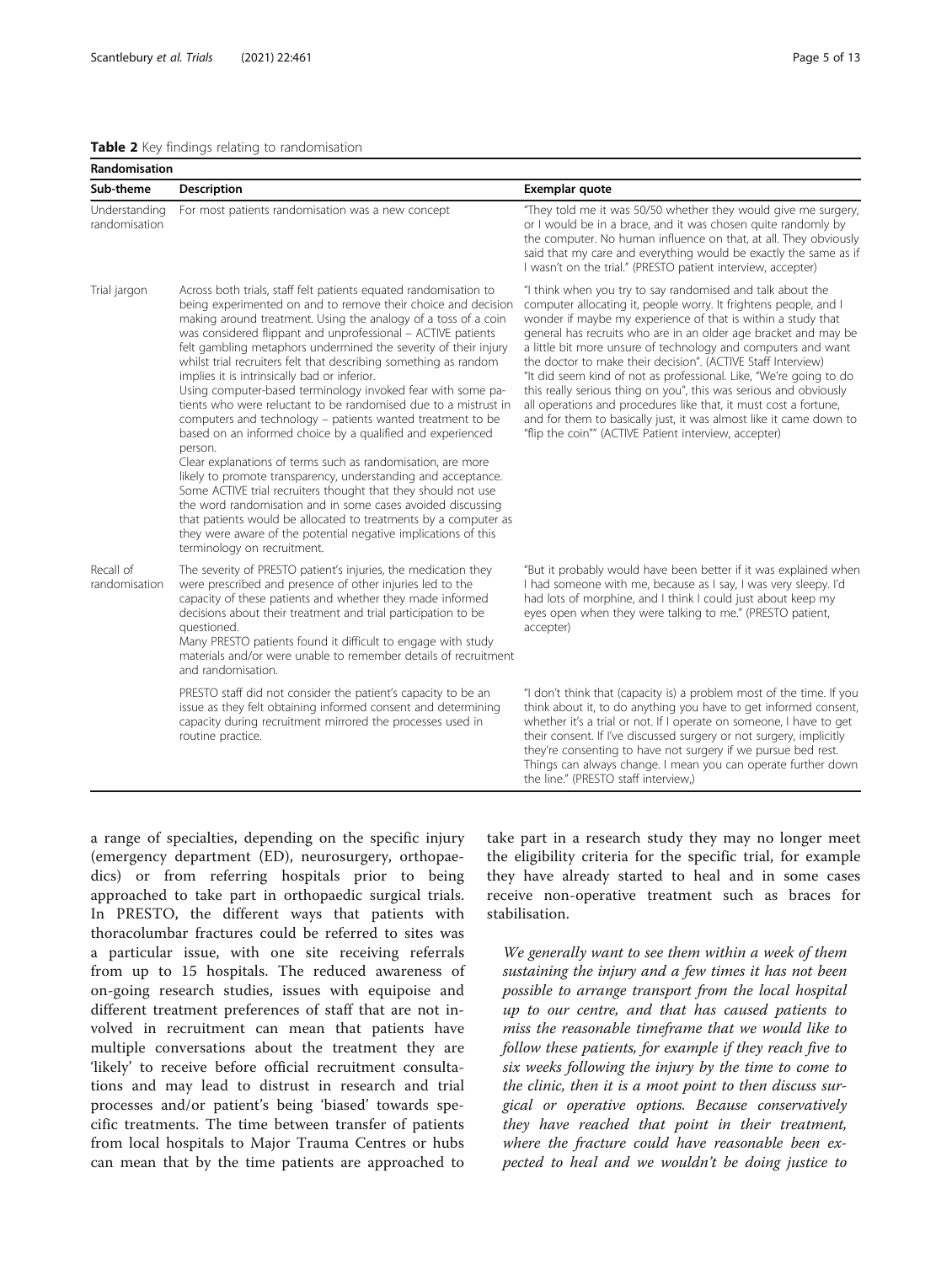**Table 2** Key findings relating to randomisation

| Randomisation | | |
|---|---|---|
| **Sub-theme** | **Description** | **Exemplar quote** |
| Understanding randomisation | For most patients randomisation was a new concept | "They told me it was 50/50 whether they would give me surgery, or I would be in a brace, and it was chosen quite randomly by the computer. No human influence on that, at all. They obviously said that my care and everything would be exactly the same as if I wasn't on the trial." (PRESTO patient interview, accepter) |
| Trial jargon | Across both trials, staff felt patients equated randomisation to being experimented on and to remove their choice and decision making around treatment. Using the analogy of a toss of a coin was considered flippant and unprofessional – ACTIVE patients felt gambling metaphors undermined the severity of their injury whilst trial recruiters felt that describing something as random implies it is intrinsically bad or inferior. Using computer-based terminology invoked fear with some patients who were reluctant to be randomised due to a mistrust in computers and technology – patients wanted treatment to be based on an informed choice by a qualified and experienced person. Clear explanations of terms such as randomisation, are more likely to promote transparency, understanding and acceptance. Some ACTIVE trial recruiters thought that they should not use the word randomisation and in some cases avoided discussing that patients would be allocated to treatments by a computer as they were aware of the potential negative implications of this terminology on recruitment. | "I think when you try to say randomised and talk about the computer allocating it, people worry. It frightens people, and I wonder if maybe my experience of that is within a study that general has recruits who are in an older age bracket and may be a little bit more unsure of technology and computers and want the doctor to make their decision". (ACTIVE Staff Interview) "It did seem kind of not as professional. Like, "We're going to do this really serious thing on you", this was serious and obviously all operations and procedures like that, it must cost a fortune, and for them to basically just, it was almost like it came down to "flip the coin"" (ACTIVE Patient interview, accepter) |
| Recall of randomisation | The severity of PRESTO patient's injuries, the medication they were prescribed and presence of other injuries led to the capacity of these patients and whether they made informed decisions about their treatment and trial participation to be questioned. Many PRESTO patients found it difficult to engage with study materials and/or were unable to remember details of recruitment and randomisation. | "But it probably would have been better if it was explained when I had someone with me, because as I say, I was very sleepy. I'd had lots of morphine, and I think I could just about keep my eyes open when they were talking to me." (PRESTO patient, accepter) |
| | PRESTO staff did not consider the patient's capacity to be an issue as they felt obtaining informed consent and determining capacity during recruitment mirrored the processes used in routine practice. | "I don't think that (capacity is) a problem most of the time. If you think about it, to do anything you have to get informed consent, whether it's a trial or not. If I operate on someone, I have to get their consent. If I've discussed surgery or not surgery, implicitly they're consenting to have not surgery if we pursue bed rest. Things can always change. I mean you can operate further down the line." (PRESTO staff interview,) |

a range of specialties, depending on the specific injury (emergency department (ED), neurosurgery, orthopaedics) or from referring hospitals prior to being approached to take part in orthopaedic surgical trials. In PRESTO, the different ways that patients with thoracolumbar fractures could be referred to sites was a particular issue, with one site receiving referrals from up to 15 hospitals. The reduced awareness of on-going research studies, issues with equipoise and different treatment preferences of staff that are not involved in recruitment can mean that patients have multiple conversations about the treatment they are 'likely' to receive before official recruitment consultations and may lead to distrust in research and trial processes and/or patient's being 'biased' towards specific treatments. The time between transfer of patients from local hospitals to Major Trauma Centres or hubs can mean that by the time patients are approached to take part in a research study they may no longer meet the eligibility criteria for the specific trial, for example they have already started to heal and in some cases receive non-operative treatment such as braces for stabilisation.

*We generally want to see them within a week of them sustaining the injury and a few times it has not been possible to arrange transport from the local hospital up to our centre, and that has caused patients to miss the reasonable timeframe that we would like to follow these patients, for example if they reach five to six weeks following the injury by the time to come to the clinic, then it is a moot point to then discuss surgical or operative options. Because conservatively they have reached that point in their treatment, where the fracture could have reasonable been expected to heal and we wouldn't be doing justice to*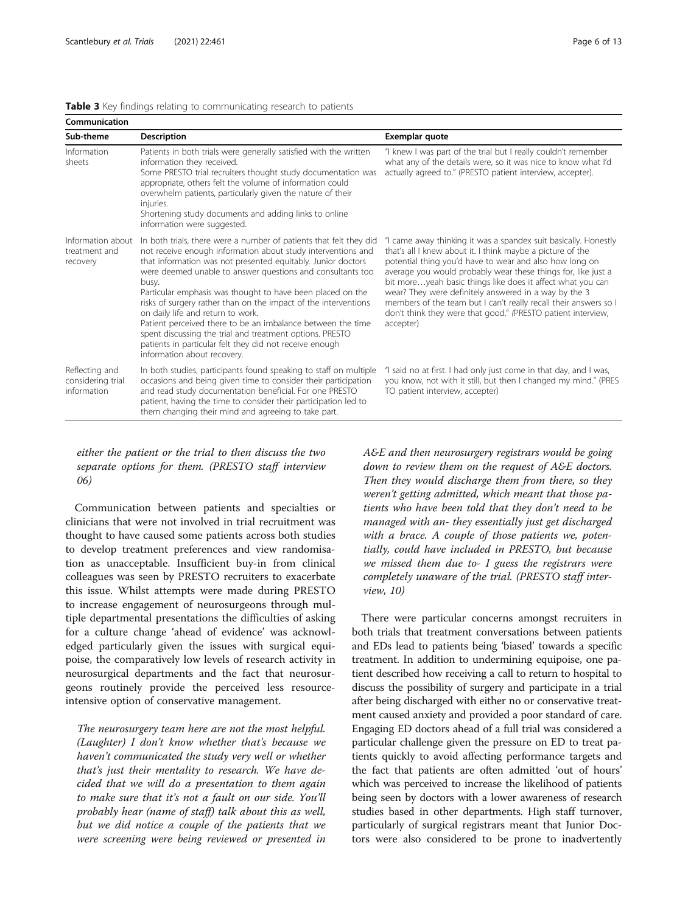**Table 3** Key findings relating to communicating research to patients

| Communication | | |
|---|---|---|
| **Sub-theme** | **Description** | **Exemplar quote** |
| Information sheets | Patients in both trials were generally satisfied with the written information they received. Some PRESTO trial recruiters thought study documentation was appropriate, others felt the volume of information could overwhelm patients, particularly given the nature of their injuries. Shortening study documents and adding links to online information were suggested. | "I knew I was part of the trial but I really couldn't remember what any of the details were, so it was nice to know what I'd actually agreed to." (PRESTO patient interview, accepter). |
| Information about treatment and recovery | In both trials, there were a number of patients that felt they did not receive enough information about study interventions and that information was not presented equitably. Junior doctors were deemed unable to answer questions and consultants too busy. Particular emphasis was thought to have been placed on the risks of surgery rather than on the impact of the interventions on daily life and return to work. Patient perceived there to be an imbalance between the time spent discussing the trial and treatment options. PRESTO patients in particular felt they did not receive enough information about recovery. | "I came away thinking it was a spandex suit basically. Honestly that's all I knew about it. I think maybe a picture of the potential thing you'd have to wear and also how long on average you would probably wear these things for, like just a bit more…yeah basic things like does it affect what you can wear? They were definitely answered in a way by the 3 members of the team but I can't really recall their answers so I don't think they were that good." (PRESTO patient interview, accepter) |
| Reflecting and considering trial information | In both studies, participants found speaking to staff on multiple occasions and being given time to consider their participation and read study documentation beneficial. For one PRESTO patient, having the time to consider their participation led to them changing their mind and agreeing to take part. | "I said no at first. I had only just come in that day, and I was, you know, not with it still, but then I changed my mind." (PRESTO patient interview, accepter) |

*either the patient or the trial to then discuss the two separate options for them. (PRESTO staff interview 06)*

Communication between patients and specialties or clinicians that were not involved in trial recruitment was thought to have caused some patients across both studies to develop treatment preferences and view randomisation as unacceptable. Insufficient buy-in from clinical colleagues was seen by PRESTO recruiters to exacerbate this issue. Whilst attempts were made during PRESTO to increase engagement of neurosurgeons through multiple departmental presentations the difficulties of asking for a culture change 'ahead of evidence' was acknowledged particularly given the issues with surgical equipoise, the comparatively low levels of research activity in neurosurgical departments and the fact that neurosurgeons routinely provide the perceived less resource-intensive option of conservative management.

*The neurosurgery team here are not the most helpful. (Laughter) I don't know whether that's because we haven't communicated the study very well or whether that's just their mentality to research. We have decided that we will do a presentation to them again to make sure that it's not a fault on our side. You'll probably hear (name of staff) talk about this as well, but we did notice a couple of the patients that we were screening were being reviewed or presented in A&E and then neurosurgery registrars would be going down to review them on the request of A&E doctors. Then they would discharge them from there, so they weren't getting admitted, which meant that those patients who have been told that they don't need to be managed with an- they essentially just get discharged with a brace. A couple of those patients we, potentially, could have included in PRESTO, but because we missed them due to- I guess the registrars were completely unaware of the trial. (PRESTO staff interview, 10)*

There were particular concerns amongst recruiters in both trials that treatment conversations between patients and EDs lead to patients being 'biased' towards a specific treatment. In addition to undermining equipoise, one patient described how receiving a call to return to hospital to discuss the possibility of surgery and participate in a trial after being discharged with either no or conservative treatment caused anxiety and provided a poor standard of care. Engaging ED doctors ahead of a full trial was considered a particular challenge given the pressure on ED to treat patients quickly to avoid affecting performance targets and the fact that patients are often admitted 'out of hours' which was perceived to increase the likelihood of patients being seen by doctors with a lower awareness of research studies based in other departments. High staff turnover, particularly of surgical registrars meant that Junior Doctors were also considered to be prone to inadvertently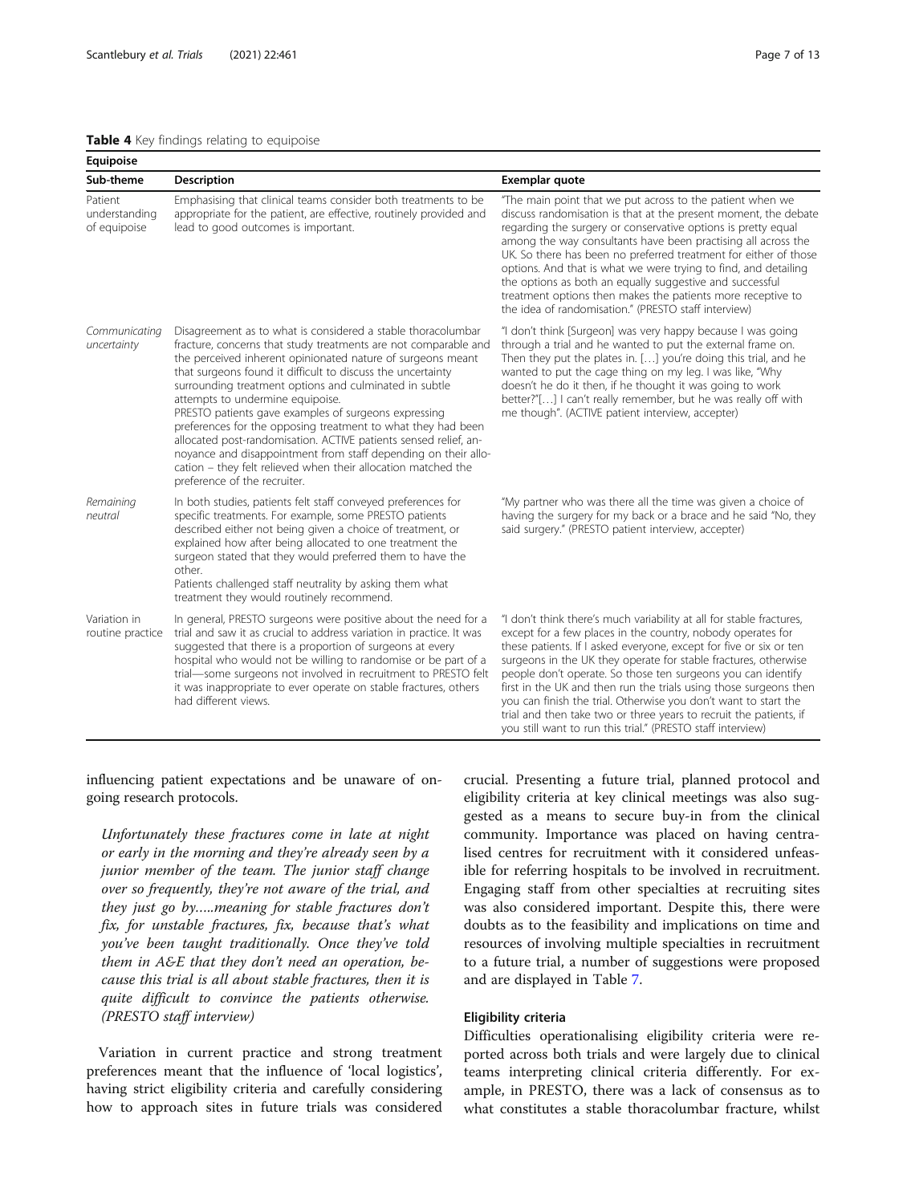**Table 4** Key findings relating to equipoise

| Equipoise | | |
|---|---|---|
| **Sub-theme** | **Description** | **Exemplar quote** |
| Patient understanding of equipoise | Emphasising that clinical teams consider both treatments to be appropriate for the patient, are effective, routinely provided and lead to good outcomes is important. | "The main point that we put across to the patient when we discuss randomisation is that at the present moment, the debate regarding the surgery or conservative options is pretty equal among the way consultants have been practising all across the UK. So there has been no preferred treatment for either of those options. And that is what we were trying to find, and detailing the options as both an equally suggestive and successful treatment options then makes the patients more receptive to the idea of randomisation." (PRESTO staff interview) |
| *Communicating uncertainty* | Disagreement as to what is considered a stable thoracolumbar fracture, concerns that study treatments are not comparable and the perceived inherent opinionated nature of surgeons meant that surgeons found it difficult to discuss the uncertainty surrounding treatment options and culminated in subtle attempts to undermine equipoise. PRESTO patients gave examples of surgeons expressing preferences for the opposing treatment to what they had been allocated post-randomisation. ACTIVE patients sensed relief, annoyance and disappointment from staff depending on their allocation – they felt relieved when their allocation matched the preference of the recruiter. | "I don't think [Surgeon] was very happy because I was going through a trial and he wanted to put the external frame on. Then they put the plates in. […] you're doing this trial, and he wanted to put the cage thing on my leg. I was like, "Why doesn't he do it then, if he thought it was going to work better?"[…] I can't really remember, but he was really off with me though". (ACTIVE patient interview, accepter) |
| *Remaining neutral* | In both studies, patients felt staff conveyed preferences for specific treatments. For example, some PRESTO patients described either not being given a choice of treatment, or explained how after being allocated to one treatment the surgeon stated that they would preferred them to have the other. Patients challenged staff neutrality by asking them what treatment they would routinely recommend. | "My partner who was there all the time was given a choice of having the surgery for my back or a brace and he said "No, they said surgery." (PRESTO patient interview, accepter) |
| Variation in routine practice | In general, PRESTO surgeons were positive about the need for a trial and saw it as crucial to address variation in practice. It was suggested that there is a proportion of surgeons at every hospital who would not be willing to randomise or be part of a trial—some surgeons not involved in recruitment to PRESTO felt it was inappropriate to ever operate on stable fractures, others had different views. | "I don't think there's much variability at all for stable fractures, except for a few places in the country, nobody operates for these patients. If I asked everyone, except for five or six or ten surgeons in the UK they operate for stable fractures, otherwise people don't operate. So those ten surgeons you can identify first in the UK and then run the trials using those surgeons then you can finish the trial. Otherwise you don't want to start the trial and then take two or three years to recruit the patients, if you still want to run this trial." (PRESTO staff interview) |

influencing patient expectations and be unaware of ongoing research protocols.

> *Unfortunately these fractures come in late at night or early in the morning and they're already seen by a junior member of the team. The junior staff change over so frequently, they're not aware of the trial, and they just go by…..meaning for stable fractures don't fix, for unstable fractures, fix, because that's what you've been taught traditionally. Once they've told them in A&E that they don't need an operation, because this trial is all about stable fractures, then it is quite difficult to convince the patients otherwise. (PRESTO staff interview)*

Variation in current practice and strong treatment preferences meant that the influence of 'local logistics', having strict eligibility criteria and carefully considering how to approach sites in future trials was considered crucial. Presenting a future trial, planned protocol and eligibility criteria at key clinical meetings was also suggested as a means to secure buy-in from the clinical community. Importance was placed on having centralised centres for recruitment with it considered unfeasible for referring hospitals to be involved in recruitment. Engaging staff from other specialties at recruiting sites was also considered important. Despite this, there were doubts as to the feasibility and implications on time and resources of involving multiple specialties in recruitment to a future trial, a number of suggestions were proposed and are displayed in Table 7.

### Eligibility criteria

Difficulties operationalising eligibility criteria were reported across both trials and were largely due to clinical teams interpreting clinical criteria differently. For example, in PRESTO, there was a lack of consensus as to what constitutes a stable thoracolumbar fracture, whilst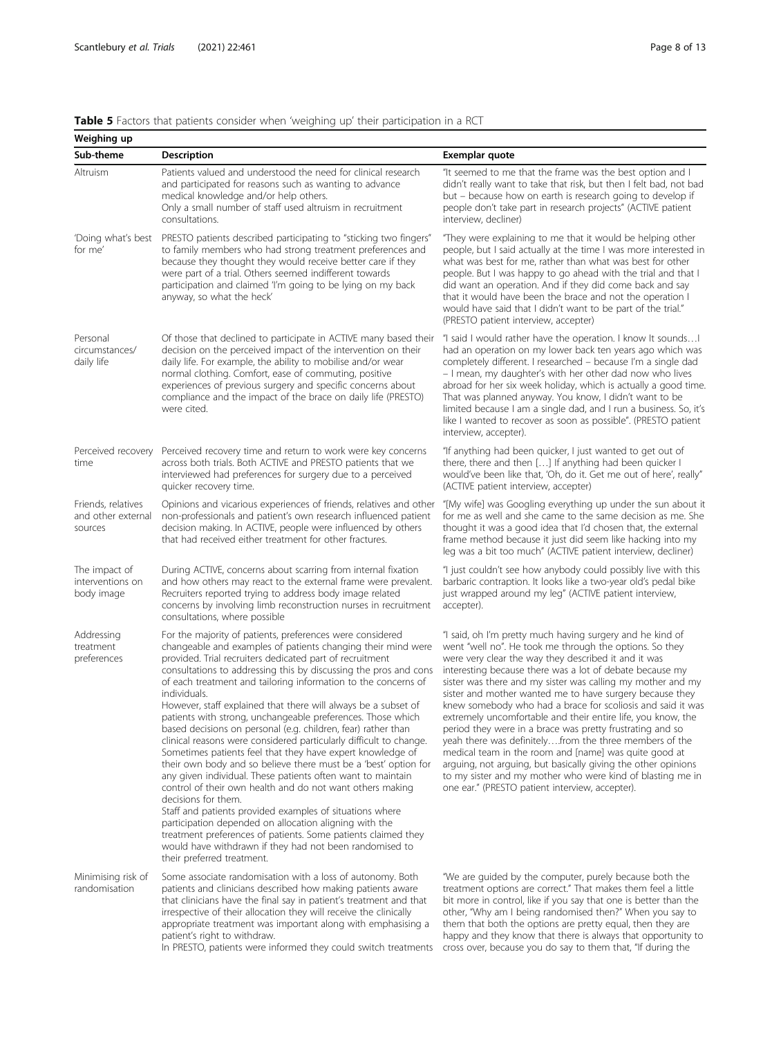**Table 5** Factors that patients consider when 'weighing up' their participation in a RCT

| Weighing up | | |
|---|---|---|
| Sub-theme | Description | Exemplar quote |
| Altruism | Patients valued and understood the need for clinical research and participated for reasons such as wanting to advance medical knowledge and/or help others.<br>Only a small number of staff used altruism in recruitment consultations. | "It seemed to me that the frame was the best option and I didn't really want to take that risk, but then I felt bad, not bad but – because how on earth is research going to develop if people don't take part in research projects" (ACTIVE patient interview, decliner) |
| 'Doing what's best for me' | PRESTO patients described participating to "sticking two fingers" to family members who had strong treatment preferences and because they thought they would receive better care if they were part of a trial. Others seemed indifferent towards participation and claimed 'I'm going to be lying on my back anyway, so what the heck' | "They were explaining to me that it would be helping other people, but I said actually at the time I was more interested in what was best for me, rather than what was best for other people. But I was happy to go ahead with the trial and that I did want an operation. And if they did come back and say that it would have been the brace and not the operation I would have said that I didn't want to be part of the trial." (PRESTO patient interview, accepter) |
| Personal circumstances/ daily life | Of those that declined to participate in ACTIVE many based their decision on the perceived impact of the intervention on their daily life. For example, the ability to mobilise and/or wear normal clothing. Comfort, ease of commuting, positive experiences of previous surgery and specific concerns about compliance and the impact of the brace on daily life (PRESTO) were cited. | "I said I would rather have the operation. I know It sounds…I had an operation on my lower back ten years ago which was completely different. I researched – because I'm a single dad – I mean, my daughter's with her other dad now who lives abroad for her six week holiday, which is actually a good time. That was planned anyway. You know, I didn't want to be limited because I am a single dad, and I run a business. So, it's like I wanted to recover as soon as possible". (PRESTO patient interview, accepter). |
| Perceived recovery time | Perceived recovery time and return to work were key concerns across both trials. Both ACTIVE and PRESTO patients that we interviewed had preferences for surgery due to a perceived quicker recovery time. | "If anything had been quicker, I just wanted to get out of there, there and then […] If anything had been quicker I would've been like that, 'Oh, do it. Get me out of here', really" (ACTIVE patient interview, accepter) |
| Friends, relatives and other external sources | Opinions and vicarious experiences of friends, relatives and other non-professionals and patient's own research influenced patient decision making. In ACTIVE, people were influenced by others that had received either treatment for other fractures. | "[My wife] was Googling everything up under the sun about it for me as well and she came to the same decision as me. She thought it was a good idea that I'd chosen that, the external frame method because it just did seem like hacking into my leg was a bit too much" (ACTIVE patient interview, decliner) |
| The impact of interventions on body image | During ACTIVE, concerns about scarring from internal fixation and how others may react to the external frame were prevalent. Recruiters reported trying to address body image related concerns by involving limb reconstruction nurses in recruitment consultations, where possible | "I just couldn't see how anybody could possibly live with this barbaric contraption. It looks like a two-year old's pedal bike just wrapped around my leg" (ACTIVE patient interview, accepter). |
| Addressing treatment preferences | For the majority of patients, preferences were considered changeable and examples of patients changing their mind were provided. Trial recruiters dedicated part of recruitment consultations to addressing this by discussing the pros and cons of each treatment and tailoring information to the concerns of individuals.<br>However, staff explained that there will always be a subset of patients with strong, unchangeable preferences. Those which based decisions on personal (e.g. children, fear) rather than clinical reasons were considered particularly difficult to change. Sometimes patients feel that they have expert knowledge of their own body and so believe there must be a 'best' option for any given individual. These patients often want to maintain control of their own health and do not want others making decisions for them.<br>Staff and patients provided examples of situations where participation depended on allocation aligning with the treatment preferences of patients. Some patients claimed they would have withdrawn if they had not been randomised to their preferred treatment. | "I said, oh I'm pretty much having surgery and he kind of went "well no". He took me through the options. So they were very clear the way they described it and it was interesting because there was a lot of debate because my sister was there and my sister was calling my mother and my sister and mother wanted me to have surgery because they knew somebody who had a brace for scoliosis and said it was extremely uncomfortable and their entire life, you know, the period they were in a brace was pretty frustrating and so yeah there was definitely….from the three members of the medical team in the room and [name] was quite good at arguing, not arguing, but basically giving the other opinions to my sister and my mother who were kind of blasting me in one ear." (PRESTO patient interview, accepter). |
| Minimising risk of randomisation | Some associate randomisation with a loss of autonomy. Both patients and clinicians described how making patients aware that clinicians have the final say in patient's treatment and that irrespective of their allocation they will receive the clinically appropriate treatment was important along with emphasising a patient's right to withdraw.<br>In PRESTO, patients were informed they could switch treatments | "We are guided by the computer, purely because both the treatment options are correct." That makes them feel a little bit more in control, like if you say that one is better than the other, "Why am I being randomised then?" When you say to them that both the options are pretty equal, then they are happy and they know that there is always that opportunity to cross over, because you do say to them that, "If during the |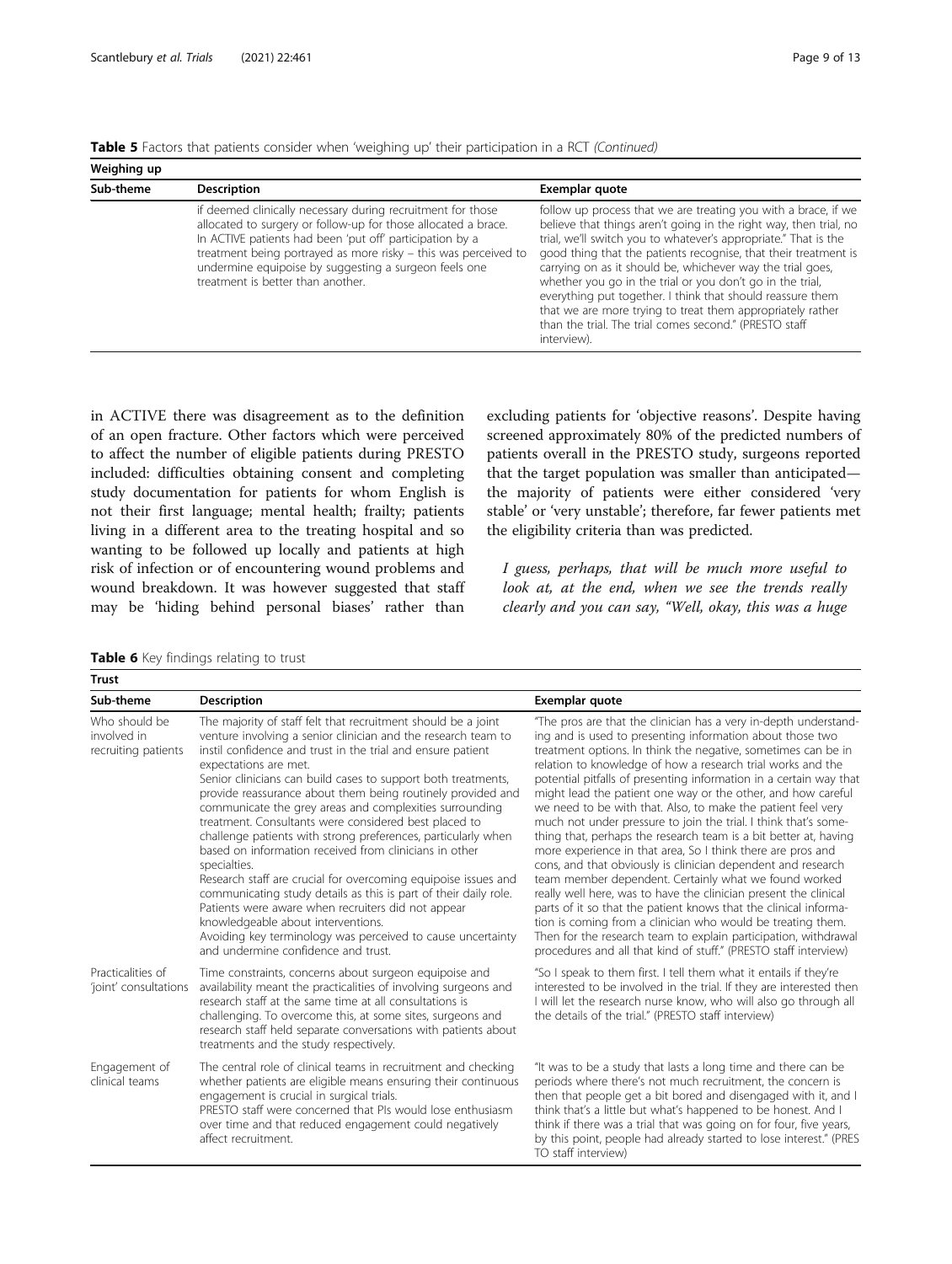**Table 5** Factors that patients consider when 'weighing up' their participation in a RCT *(Continued)*

| Weighing up | | |
|---|---|---|
| **Sub-theme** | **Description** | **Exemplar quote** |
| | if deemed clinically necessary during recruitment for those allocated to surgery or follow-up for those allocated a brace. In ACTIVE patients had been 'put off' participation by a treatment being portrayed as more risky – this was perceived to undermine equipoise by suggesting a surgeon feels one treatment is better than another. | follow up process that we are treating you with a brace, if we believe that things aren't going in the right way, then trial, no trial, we'll switch you to whatever's appropriate." That is the good thing that the patients recognise, that their treatment is carrying on as it should be, whichever way the trial goes, whether you go in the trial or you don't go in the trial, everything put together. I think that should reassure them that we are more trying to treat them appropriately rather than the trial. The trial comes second." (PRESTO staff interview). |

in ACTIVE there was disagreement as to the definition of an open fracture. Other factors which were perceived to affect the number of eligible patients during PRESTO included: difficulties obtaining consent and completing study documentation for patients for whom English is not their first language; mental health; frailty; patients living in a different area to the treating hospital and so wanting to be followed up locally and patients at high risk of infection or of encountering wound problems and wound breakdown. It was however suggested that staff may be 'hiding behind personal biases' rather than excluding patients for 'objective reasons'. Despite having screened approximately 80% of the predicted numbers of patients overall in the PRESTO study, surgeons reported that the target population was smaller than anticipated—the majority of patients were either considered 'very stable' or 'very unstable'; therefore, far fewer patients met the eligibility criteria than was predicted.

*I guess, perhaps, that will be much more useful to look at, at the end, when we see the trends really clearly and you can say, "Well, okay, this was a huge*

**Table 6** Key findings relating to trust

| Trust | | |
|---|---|---|
| **Sub-theme** | **Description** | **Exemplar quote** |
| Who should be involved in recruiting patients | The majority of staff felt that recruitment should be a joint venture involving a senior clinician and the research team to instil confidence and trust in the trial and ensure patient expectations are met.<br>Senior clinicians can build cases to support both treatments, provide reassurance about them being routinely provided and communicate the grey areas and complexities surrounding treatment. Consultants were considered best placed to challenge patients with strong preferences, particularly when based on information received from clinicians in other specialties.<br>Research staff are crucial for overcoming equipoise issues and communicating study details as this is part of their daily role. Patients were aware when recruiters did not appear knowledgeable about interventions.<br>Avoiding key terminology was perceived to cause uncertainty and undermine confidence and trust. | "The pros are that the clinician has a very in-depth understanding and is used to presenting information about those two treatment options. In think the negative, sometimes can be in relation to knowledge of how a research trial works and the potential pitfalls of presenting information in a certain way that might lead the patient one way or the other, and how careful we need to be with that. Also, to make the patient feel very much not under pressure to join the trial. I think that's something that, perhaps the research team is a bit better at, having more experience in that area, So I think there are pros and cons, and that obviously is clinician dependent and research team member dependent. Certainly what we found worked really well here, was to have the clinician present the clinical parts of it so that the patient knows that the clinical information is coming from a clinician who would be treating them. Then for the research team to explain participation, withdrawal procedures and all that kind of stuff." (PRESTO staff interview) |
| Practicalities of 'joint' consultations | Time constraints, concerns about surgeon equipoise and availability meant the practicalities of involving surgeons and research staff at the same time at all consultations is challenging. To overcome this, at some sites, surgeons and research staff held separate conversations with patients about treatments and the study respectively. | "So I speak to them first. I tell them what it entails if they're interested to be involved in the trial. If they are interested then I will let the research nurse know, who will also go through all the details of the trial." (PRESTO staff interview) |
| Engagement of clinical teams | The central role of clinical teams in recruitment and checking whether patients are eligible means ensuring their continuous engagement is crucial in surgical trials.<br>PRESTO staff were concerned that PIs would lose enthusiasm over time and that reduced engagement could negatively affect recruitment. | "It was to be a study that lasts a long time and there can be periods where there's not much recruitment, the concern is then that people get a bit bored and disengaged with it, and I think that's a little but what's happened to be honest. And I think if there was a trial that was going on for four, five years, by this point, people had already started to lose interest." (PRESTO staff interview) |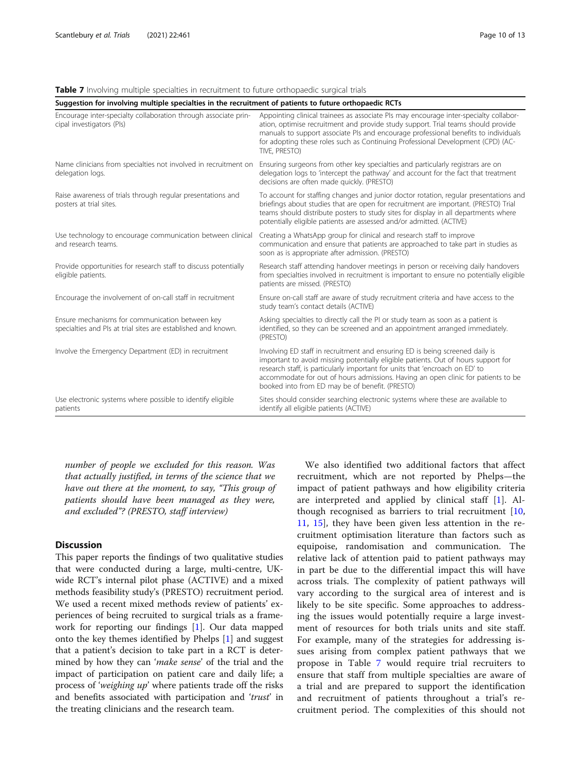**Table 7** Involving multiple specialties in recruitment to future orthopaedic surgical trials

| Suggestion for involving multiple specialties in the recruitment of patients to future orthopaedic RCTs | |
|---|---|
| Encourage inter-specialty collaboration through associate principal investigators (PIs) | Appointing clinical trainees as associate PIs may encourage inter-specialty collaboration, optimise recruitment and provide study support. Trial teams should provide manuals to support associate PIs and encourage professional benefits to individuals for adopting these roles such as Continuing Professional Development (CPD) (ACTIVE, PRESTO) |
| Name clinicians from specialties not involved in recruitment on delegation logs. | Ensuring surgeons from other key specialties and particularly registrars are on delegation logs to 'intercept the pathway' and account for the fact that treatment decisions are often made quickly. (PRESTO) |
| Raise awareness of trials through regular presentations and posters at trial sites. | To account for staffing changes and junior doctor rotation, regular presentations and briefings about studies that are open for recruitment are important. (PRESTO) Trial teams should distribute posters to study sites for display in all departments where potentially eligible patients are assessed and/or admitted. (ACTIVE) |
| Use technology to encourage communication between clinical and research teams. | Creating a WhatsApp group for clinical and research staff to improve communication and ensure that patients are approached to take part in studies as soon as is appropriate after admission. (PRESTO) |
| Provide opportunities for research staff to discuss potentially eligible patients. | Research staff attending handover meetings in person or receiving daily handovers from specialties involved in recruitment is important to ensure no potentially eligible patients are missed. (PRESTO) |
| Encourage the involvement of on-call staff in recruitment | Ensure on-call staff are aware of study recruitment criteria and have access to the study team's contact details (ACTIVE) |
| Ensure mechanisms for communication between key specialties and PIs at trial sites are established and known. | Asking specialties to directly call the PI or study team as soon as a patient is identified, so they can be screened and an appointment arranged immediately. (PRESTO) |
| Involve the Emergency Department (ED) in recruitment | Involving ED staff in recruitment and ensuring ED is being screened daily is important to avoid missing potentially eligible patients. Out of hours support for research staff, is particularly important for units that 'encroach on ED' to accommodate for out of hours admissions. Having an open clinic for patients to be booked into from ED may be of benefit. (PRESTO) |
| Use electronic systems where possible to identify eligible patients | Sites should consider searching electronic systems where these are available to identify all eligible patients (ACTIVE) |

*number of people we excluded for this reason. Was that actually justified, in terms of the science that we have out there at the moment, to say, "This group of patients should have been managed as they were, and excluded"? (PRESTO, staff interview)*

## Discussion

This paper reports the findings of two qualitative studies that were conducted during a large, multi-centre, UK-wide RCT's internal pilot phase (ACTIVE) and a mixed methods feasibility study's (PRESTO) recruitment period. We used a recent mixed methods review of patients' experiences of being recruited to surgical trials as a framework for reporting our findings [1]. Our data mapped onto the key themes identified by Phelps [1] and suggest that a patient's decision to take part in a RCT is determined by how they can '*make sense*' of the trial and the impact of participation on patient care and daily life; a process of '*weighing up*' where patients trade off the risks and benefits associated with participation and '*trust*' in the treating clinicians and the research team.

We also identified two additional factors that affect recruitment, which are not reported by Phelps—the impact of patient pathways and how eligibility criteria are interpreted and applied by clinical staff [1]. Although recognised as barriers to trial recruitment [10, 11, 15], they have been given less attention in the recruitment optimisation literature than factors such as equipoise, randomisation and communication. The relative lack of attention paid to patient pathways may in part be due to the differential impact this will have across trials. The complexity of patient pathways will vary according to the surgical area of interest and is likely to be site specific. Some approaches to addressing the issues would potentially require a large investment of resources for both trials units and site staff. For example, many of the strategies for addressing issues arising from complex patient pathways that we propose in Table 7 would require trial recruiters to ensure that staff from multiple specialties are aware of a trial and are prepared to support the identification and recruitment of patients throughout a trial's recruitment period. The complexities of this should not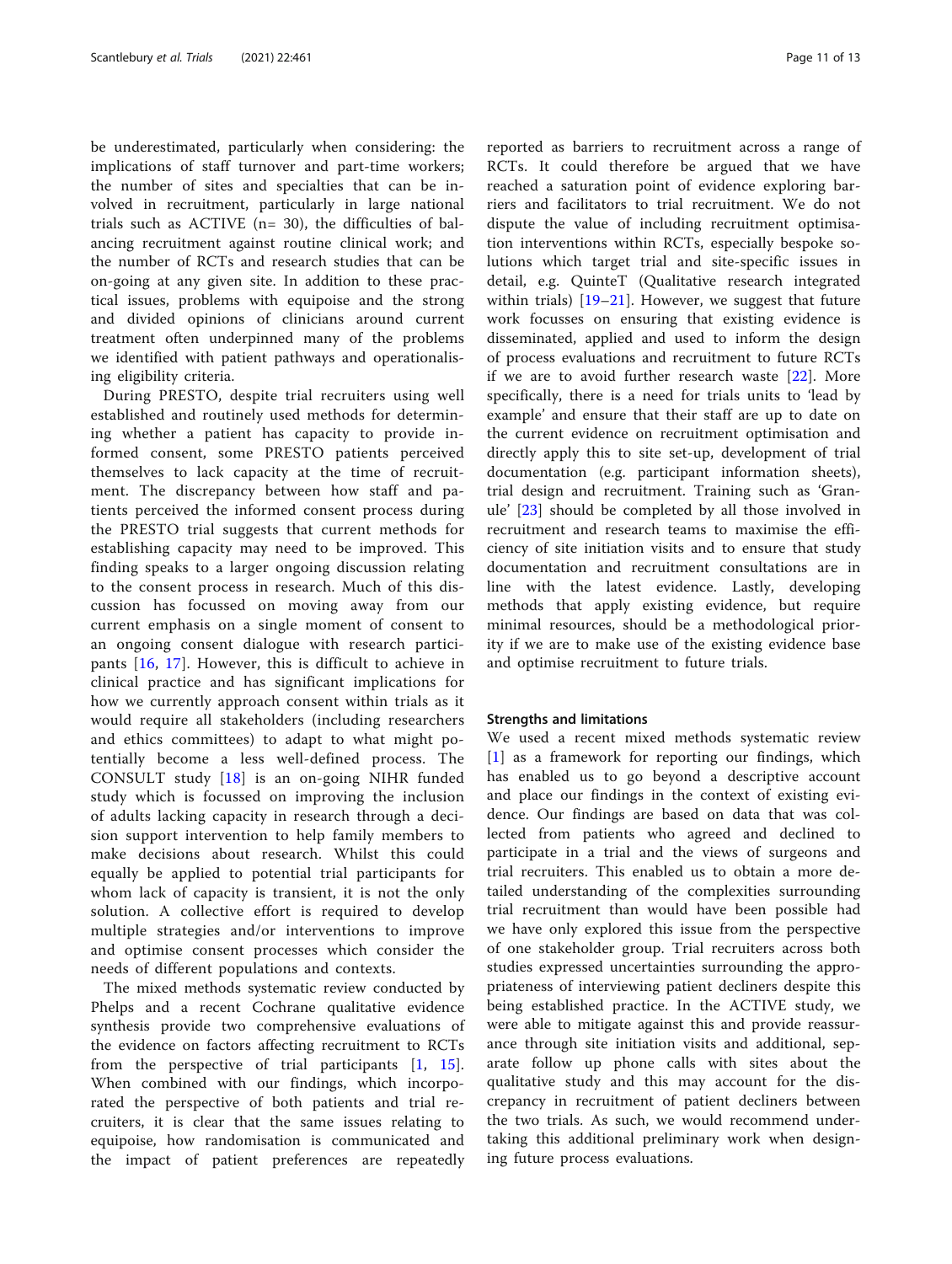be underestimated, particularly when considering: the implications of staff turnover and part-time workers; the number of sites and specialties that can be involved in recruitment, particularly in large national trials such as ACTIVE (n= 30), the difficulties of balancing recruitment against routine clinical work; and the number of RCTs and research studies that can be on-going at any given site. In addition to these practical issues, problems with equipoise and the strong and divided opinions of clinicians around current treatment often underpinned many of the problems we identified with patient pathways and operationalising eligibility criteria.

During PRESTO, despite trial recruiters using well established and routinely used methods for determining whether a patient has capacity to provide informed consent, some PRESTO patients perceived themselves to lack capacity at the time of recruitment. The discrepancy between how staff and patients perceived the informed consent process during the PRESTO trial suggests that current methods for establishing capacity may need to be improved. This finding speaks to a larger ongoing discussion relating to the consent process in research. Much of this discussion has focussed on moving away from our current emphasis on a single moment of consent to an ongoing consent dialogue with research participants [16, 17]. However, this is difficult to achieve in clinical practice and has significant implications for how we currently approach consent within trials as it would require all stakeholders (including researchers and ethics committees) to adapt to what might potentially become a less well-defined process. The CONSULT study [18] is an on-going NIHR funded study which is focussed on improving the inclusion of adults lacking capacity in research through a decision support intervention to help family members to make decisions about research. Whilst this could equally be applied to potential trial participants for whom lack of capacity is transient, it is not the only solution. A collective effort is required to develop multiple strategies and/or interventions to improve and optimise consent processes which consider the needs of different populations and contexts.

The mixed methods systematic review conducted by Phelps and a recent Cochrane qualitative evidence synthesis provide two comprehensive evaluations of the evidence on factors affecting recruitment to RCTs from the perspective of trial participants [1, 15]. When combined with our findings, which incorporated the perspective of both patients and trial recruiters, it is clear that the same issues relating to equipoise, how randomisation is communicated and the impact of patient preferences are repeatedly reported as barriers to recruitment across a range of RCTs. It could therefore be argued that we have reached a saturation point of evidence exploring barriers and facilitators to trial recruitment. We do not dispute the value of including recruitment optimisation interventions within RCTs, especially bespoke solutions which target trial and site-specific issues in detail, e.g. QuinteT (Qualitative research integrated within trials) [19–21]. However, we suggest that future work focusses on ensuring that existing evidence is disseminated, applied and used to inform the design of process evaluations and recruitment to future RCTs if we are to avoid further research waste [22]. More specifically, there is a need for trials units to 'lead by example' and ensure that their staff are up to date on the current evidence on recruitment optimisation and directly apply this to site set-up, development of trial documentation (e.g. participant information sheets), trial design and recruitment. Training such as 'Granule' [23] should be completed by all those involved in recruitment and research teams to maximise the efficiency of site initiation visits and to ensure that study documentation and recruitment consultations are in line with the latest evidence. Lastly, developing methods that apply existing evidence, but require minimal resources, should be a methodological priority if we are to make use of the existing evidence base and optimise recruitment to future trials.

### Strengths and limitations

We used a recent mixed methods systematic review [1] as a framework for reporting our findings, which has enabled us to go beyond a descriptive account and place our findings in the context of existing evidence. Our findings are based on data that was collected from patients who agreed and declined to participate in a trial and the views of surgeons and trial recruiters. This enabled us to obtain a more detailed understanding of the complexities surrounding trial recruitment than would have been possible had we have only explored this issue from the perspective of one stakeholder group. Trial recruiters across both studies expressed uncertainties surrounding the appropriateness of interviewing patient decliners despite this being established practice. In the ACTIVE study, we were able to mitigate against this and provide reassurance through site initiation visits and additional, separate follow up phone calls with sites about the qualitative study and this may account for the discrepancy in recruitment of patient decliners between the two trials. As such, we would recommend undertaking this additional preliminary work when designing future process evaluations.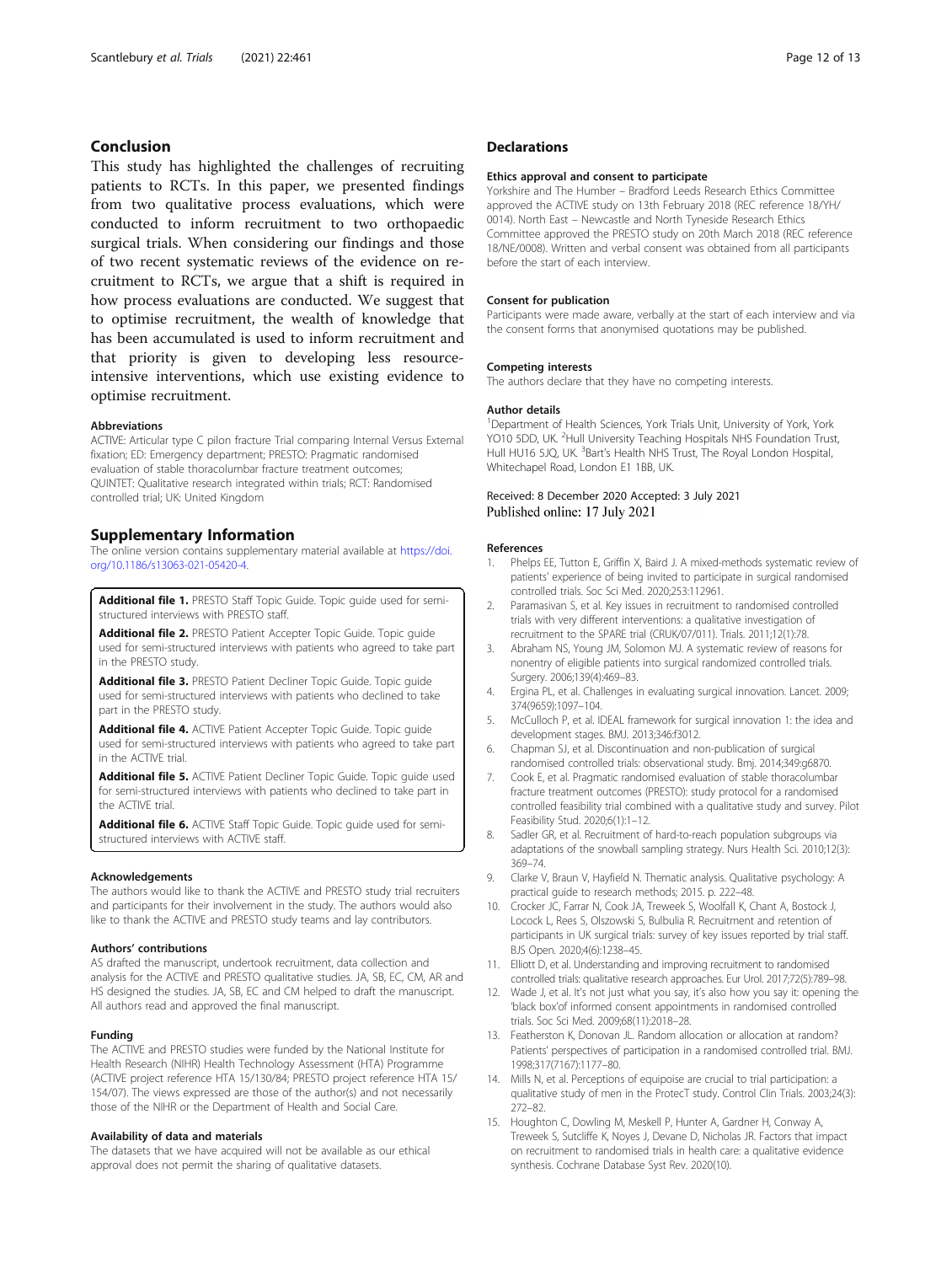## Conclusion

This study has highlighted the challenges of recruiting patients to RCTs. In this paper, we presented findings from two qualitative process evaluations, which were conducted to inform recruitment to two orthopaedic surgical trials. When considering our findings and those of two recent systematic reviews of the evidence on recruitment to RCTs, we argue that a shift is required in how process evaluations are conducted. We suggest that to optimise recruitment, the wealth of knowledge that has been accumulated is used to inform recruitment and that priority is given to developing less resource-intensive interventions, which use existing evidence to optimise recruitment.

### Abbreviations

ACTIVE: Articular type C pilon fracture Trial comparing Internal Versus External fixation; ED: Emergency department; PRESTO: Pragmatic randomised evaluation of stable thoracolumbar fracture treatment outcomes; QUINTET: Qualitative research integrated within trials; RCT: Randomised controlled trial; UK: United Kingdom

## Supplementary Information

The online version contains supplementary material available at https://doi.org/10.1186/s13063-021-05420-4.

**Additional file 1.** PRESTO Staff Topic Guide. Topic guide used for semi-structured interviews with PRESTO staff.

**Additional file 2.** PRESTO Patient Accepter Topic Guide. Topic guide used for semi-structured interviews with patients who agreed to take part in the PRESTO study.

**Additional file 3.** PRESTO Patient Decliner Topic Guide. Topic guide used for semi-structured interviews with patients who declined to take part in the PRESTO study.

**Additional file 4.** ACTIVE Patient Accepter Topic Guide. Topic guide used for semi-structured interviews with patients who agreed to take part in the ACTIVE trial.

**Additional file 5.** ACTIVE Patient Decliner Topic Guide. Topic guide used for semi-structured interviews with patients who declined to take part in the ACTIVE trial.

**Additional file 6.** ACTIVE Staff Topic Guide. Topic guide used for semi-structured interviews with ACTIVE staff.

### Acknowledgements

The authors would like to thank the ACTIVE and PRESTO study trial recruiters and participants for their involvement in the study. The authors would also like to thank the ACTIVE and PRESTO study teams and lay contributors.

### Authors' contributions

AS drafted the manuscript, undertook recruitment, data collection and analysis for the ACTIVE and PRESTO qualitative studies. JA, SB, EC, CM, AR and HS designed the studies. JA, SB, EC and CM helped to draft the manuscript. All authors read and approved the final manuscript.

### Funding

The ACTIVE and PRESTO studies were funded by the National Institute for Health Research (NIHR) Health Technology Assessment (HTA) Programme (ACTIVE project reference HTA 15/130/84; PRESTO project reference HTA 15/154/07). The views expressed are those of the author(s) and not necessarily those of the NIHR or the Department of Health and Social Care.

### Availability of data and materials

The datasets that we have acquired will not be available as our ethical approval does not permit the sharing of qualitative datasets.

## Declarations

### Ethics approval and consent to participate

Yorkshire and The Humber – Bradford Leeds Research Ethics Committee approved the ACTIVE study on 13th February 2018 (REC reference 18/YH/0014). North East – Newcastle and North Tyneside Research Ethics Committee approved the PRESTO study on 20th March 2018 (REC reference 18/NE/0008). Written and verbal consent was obtained from all participants before the start of each interview.

### Consent for publication

Participants were made aware, verbally at the start of each interview and via the consent forms that anonymised quotations may be published.

### Competing interests

The authors declare that they have no competing interests.

### Author details

[1]Department of Health Sciences, York Trials Unit, University of York, York YO10 5DD, UK. [2]Hull University Teaching Hospitals NHS Foundation Trust, Hull HU16 5JQ, UK. [3]Bart's Health NHS Trust, The Royal London Hospital, Whitechapel Road, London E1 1BB, UK.

Received: 8 December 2020 Accepted: 3 July 2021
Published online: 17 July 2021

### References

1. Phelps EE, Tutton E, Griffin X, Baird J. A mixed-methods systematic review of patients' experience of being invited to participate in surgical randomised controlled trials. Soc Sci Med. 2020;253:112961.
2. Paramasivan S, et al. Key issues in recruitment to randomised controlled trials with very different interventions: a qualitative investigation of recruitment to the SPARE trial (CRUK/07/011). Trials. 2011;12(1):78.
3. Abraham NS, Young JM, Solomon MJ. A systematic review of reasons for nonentry of eligible patients into surgical randomized controlled trials. Surgery. 2006;139(4):469–83.
4. Ergina PL, et al. Challenges in evaluating surgical innovation. Lancet. 2009; 374(9659):1097–104.
5. McCulloch P, et al. IDEAL framework for surgical innovation 1: the idea and development stages. BMJ. 2013;346:f3012.
6. Chapman SJ, et al. Discontinuation and non-publication of surgical randomised controlled trials: observational study. Bmj. 2014;349:g6870.
7. Cook E, et al. Pragmatic randomised evaluation of stable thoracolumbar fracture treatment outcomes (PRESTO): study protocol for a randomised controlled feasibility trial combined with a qualitative study and survey. Pilot Feasibility Stud. 2020;6(1):1–12.
8. Sadler GR, et al. Recruitment of hard-to-reach population subgroups via adaptations of the snowball sampling strategy. Nurs Health Sci. 2010;12(3): 369–74.
9. Clarke V, Braun V, Hayfield N. Thematic analysis. Qualitative psychology: A practical guide to research methods; 2015. p. 222–48.
10. Crocker JC, Farrar N, Cook JA, Treweek S, Woolfall K, Chant A, Bostock J, Locock L, Rees S, Olszowski S, Bulbulia R. Recruitment and retention of participants in UK surgical trials: survey of key issues reported by trial staff. BJS Open. 2020;4(6):1238–45.
11. Elliott D, et al. Understanding and improving recruitment to randomised controlled trials: qualitative research approaches. Eur Urol. 2017;72(5):789–98.
12. Wade J, et al. It's not just what you say, it's also how you say it: opening the 'black box'of informed consent appointments in randomised controlled trials. Soc Sci Med. 2009;68(11):2018–28.
13. Featherston K, Donovan JL. Random allocation or allocation at random? Patients' perspectives of participation in a randomised controlled trial. BMJ. 1998;317(7167):1177–80.
14. Mills N, et al. Perceptions of equipoise are crucial to trial participation: a qualitative study of men in the ProtecT study. Control Clin Trials. 2003;24(3): 272–82.
15. Houghton C, Dowling M, Meskell P, Hunter A, Gardner H, Conway A, Treweek S, Sutcliffe K, Noyes J, Devane D, Nicholas JR. Factors that impact on recruitment to randomised trials in health care: a qualitative evidence synthesis. Cochrane Database Syst Rev. 2020(10).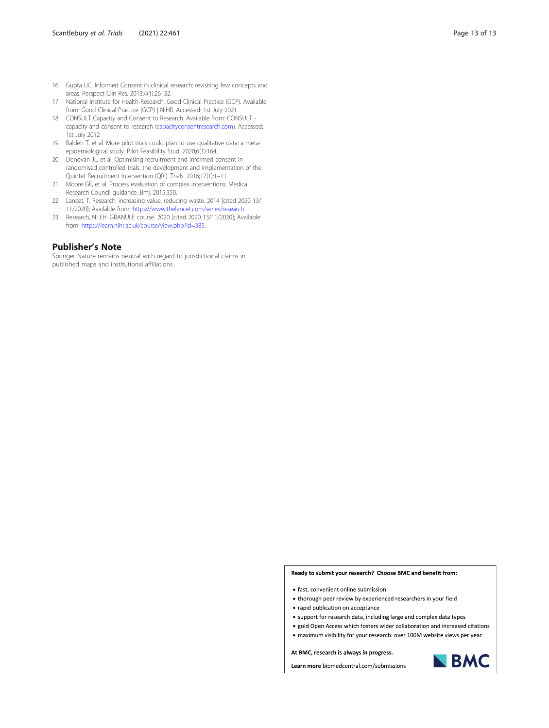16. Gupta UC. Informed Consent in clinical research: revisiting few concepts and areas. Perspect Clin Res. 2013;4(1):26–32.
17. National Institute for Health Research. Good Clinical Practice (GCP). Available from: Good Clinical Practice (GCP) | NIHR. Accessed: 1st July 2021.
18. CONSULT Capacity and Consent to Research. Available from: CONSULT - capacity and consent to research (capacityconsentresearch.com). Accessed: 1st July 2012
19. Baldeh T, et al. More pilot trials could plan to use qualitative data: a meta-epidemiological study. Pilot Feasibility Stud. 2020;6(1):164.
20. Donovan JL, et al. Optimising recruitment and informed consent in randomised controlled trials: the development and implementation of the Quintet Recruitment Intervention (QRI). Trials. 2016;17(1):1–11.
21. Moore GF, et al. Process evaluation of complex interventions: Medical Research Council guidance. Bmj. 2015;350.
22. Lancet, T. Research: increasing value, reducing waste. 2014 [cited 2020 13/11/2020]; Available from: https://www.thelancet.com/series/research
23. Research, N.I.f.H. GRANULE course. 2020 [cited 2020 13/11/2020]; Available from: https://learn.nihr.ac.uk/course/view.php?id=385.

## Publisher's Note

Springer Nature remains neutral with regard to jurisdictional claims in published maps and institutional affiliations.

**Ready to submit your research? Choose BMC and benefit from:**

- fast, convenient online submission
- thorough peer review by experienced researchers in your field
- rapid publication on acceptance
- support for research data, including large and complex data types
- gold Open Access which fosters wider collaboration and increased citations
- maximum visibility for your research: over 100M website views per year

**At BMC, research is always in progress.**

**Learn more** biomedcentral.com/submissions

BMC